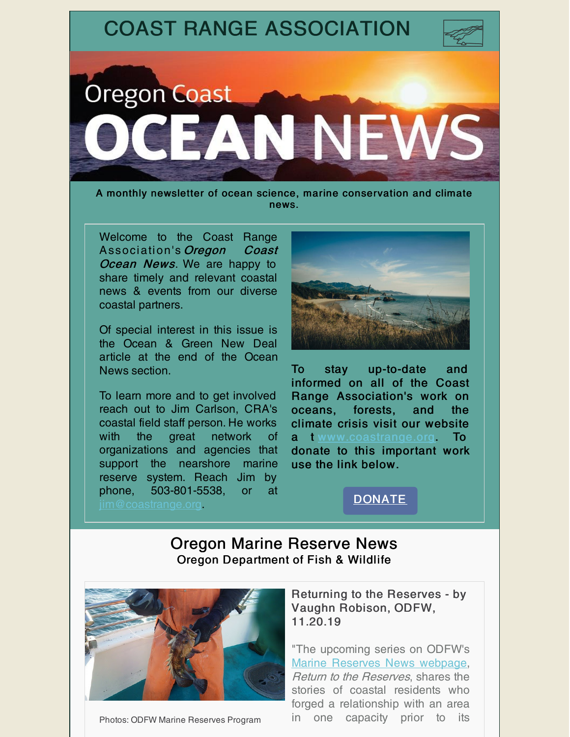# COAST RANGE ASSOCIATION

Oregon Coast OCEAN NEWS

**A monthly newsletter of ocean science, marine conservation and climate news.**

Welcome to the Coast Range Association's ***Oregon Coast Ocean News***. We are happy to share timely and relevant coastal news & events from our diverse coastal partners.

Of special interest in this issue is the Ocean & Green New Deal article at the end of the Ocean News section.

To learn more and to get involved reach out to Jim Carlson, CRA's coastal field staff person. He works with the great network of organizations and agencies that support the nearshore marine reserve system. Reach Jim by phone, 503-801-5538, or at jim@coastrange.org.

**To stay up-to-date and informed on all of the Coast Range Association's work on oceans, forests, and the climate crisis visit our website at www.coastrange.org. To donate to this important work use the link below.**

DONATE

## Oregon Marine Reserve News

### Oregon Department of Fish & Wildlife

Photos: ODFW Marine Reserves Program

**Returning to the Reserves - by Vaughn Robison, ODFW, 11.20.19**

"The upcoming series on ODFW's Marine Reserves News webpage, *Return to the Reserves*, shares the stories of coastal residents who forged a relationship with an area in one capacity prior to its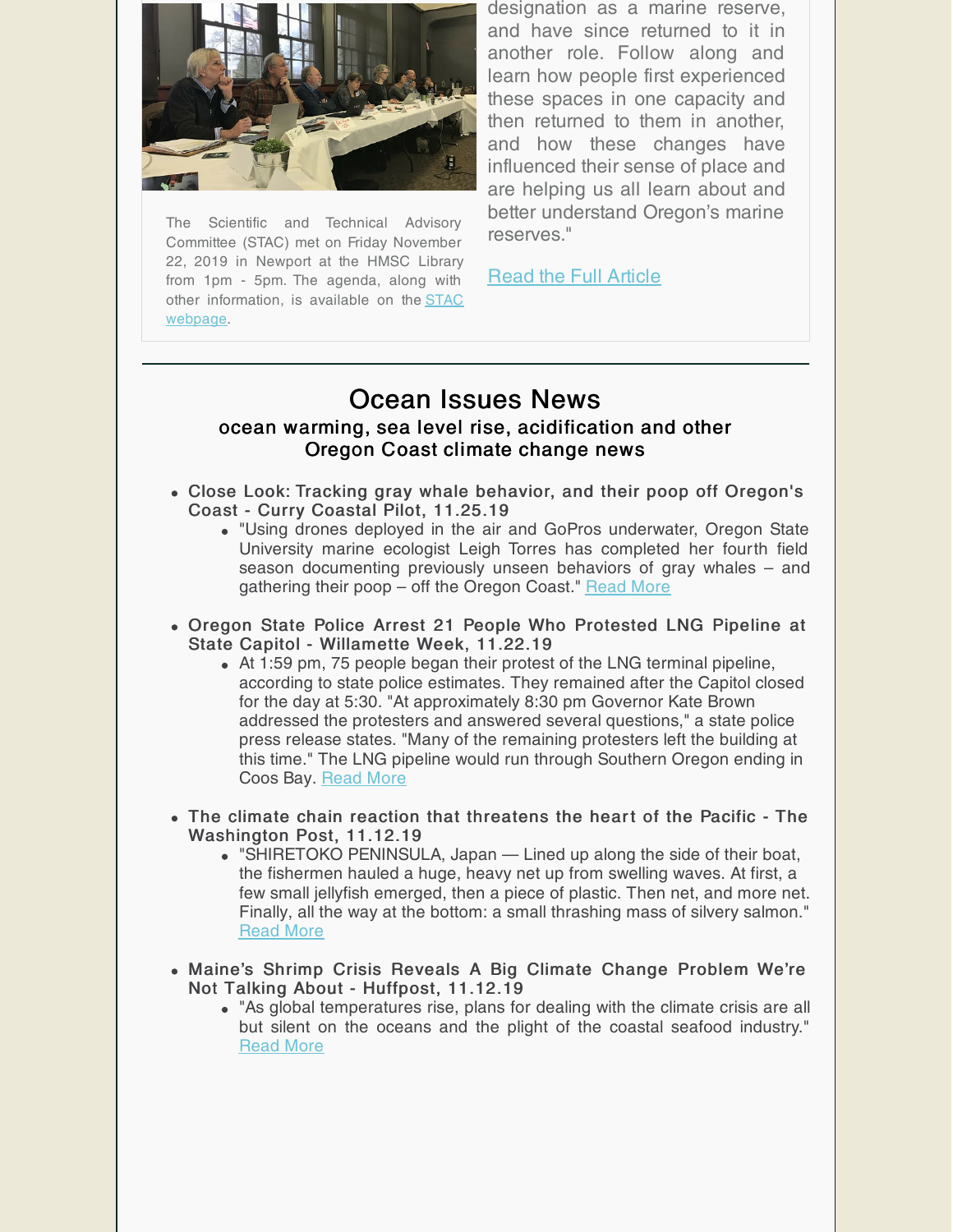The Scientific and Technical Advisory Committee (STAC) met on Friday November 22, 2019 in Newport at the HMSC Library from 1pm - 5pm. The agenda, along with other information, is available on the STAC webpage.

designation as a marine reserve, and have since returned to it in another role. Follow along and learn how people first experienced these spaces in one capacity and then returned to them in another, and how these changes have influenced their sense of place and are helping us all learn about and better understand Oregon's marine reserves."

Read the Full Article

---

## Ocean Issues News

### ocean warming, sea level rise, acidification and other Oregon Coast climate change news

- **Close Look: Tracking gray whale behavior, and their poop off Oregon's Coast - Curry Coastal Pilot, 11.25.19**
  - "Using drones deployed in the air and GoPros underwater, Oregon State University marine ecologist Leigh Torres has completed her fourth field season documenting previously unseen behaviors of gray whales – and gathering their poop – off the Oregon Coast." Read More

- **Oregon State Police Arrest 21 People Who Protested LNG Pipeline at State Capitol - Willamette Week, 11.22.19**
  - At 1:59 pm, 75 people began their protest of the LNG terminal pipeline, according to state police estimates. They remained after the Capitol closed for the day at 5:30. "At approximately 8:30 pm Governor Kate Brown addressed the protesters and answered several questions," a state police press release states. "Many of the remaining protesters left the building at this time." The LNG pipeline would run through Southern Oregon ending in Coos Bay. Read More

- **The climate chain reaction that threatens the heart of the Pacific - The Washington Post, 11.12.19**
  - "SHIRETOKO PENINSULA, Japan — Lined up along the side of their boat, the fishermen hauled a huge, heavy net up from swelling waves. At first, a few small jellyfish emerged, then a piece of plastic. Then net, and more net. Finally, all the way at the bottom: a small thrashing mass of silvery salmon." Read More

- **Maine's Shrimp Crisis Reveals A Big Climate Change Problem We're Not Talking About - Huffpost, 11.12.19**
  - "As global temperatures rise, plans for dealing with the climate crisis are all but silent on the oceans and the plight of the coastal seafood industry." Read More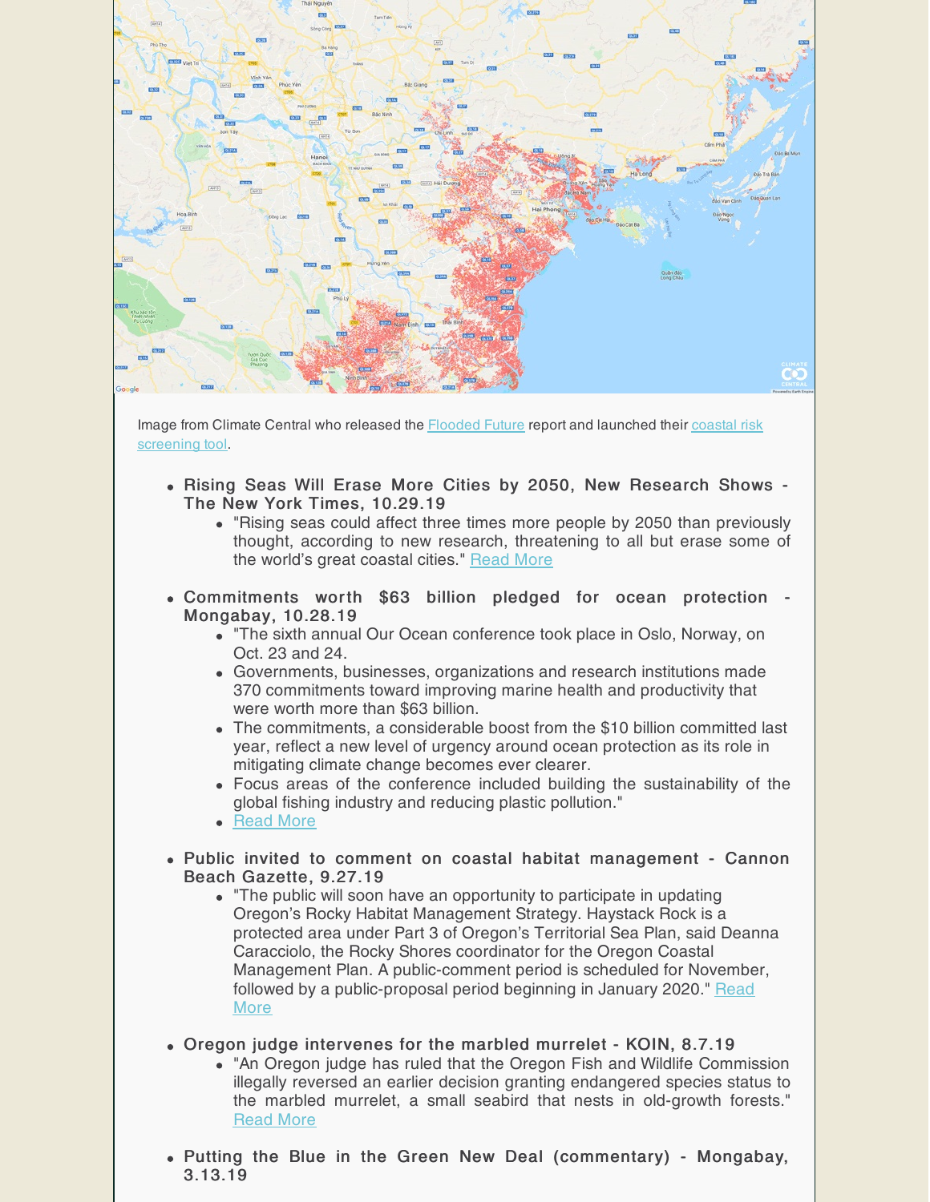Image from Climate Central who released the [Flooded Future]() report and launched their [coastal risk screening tool]().

- **Rising Seas Will Erase More Cities by 2050, New Research Shows - The New York Times, 10.29.19**
  - "Rising seas could affect three times more people by 2050 than previously thought, according to new research, threatening to all but erase some of the world's great coastal cities." [Read More]()

- **Commitments worth $63 billion pledged for ocean protection - Mongabay, 10.28.19**
  - "The sixth annual Our Ocean conference took place in Oslo, Norway, on Oct. 23 and 24.
  - Governments, businesses, organizations and research institutions made 370 commitments toward improving marine health and productivity that were worth more than $63 billion.
  - The commitments, a considerable boost from the $10 billion committed last year, reflect a new level of urgency around ocean protection as its role in mitigating climate change becomes ever clearer.
  - Focus areas of the conference included building the sustainability of the global fishing industry and reducing plastic pollution."
  - [Read More]()

- **Public invited to comment on coastal habitat management - Cannon Beach Gazette, 9.27.19**
  - "The public will soon have an opportunity to participate in updating Oregon's Rocky Habitat Management Strategy. Haystack Rock is a protected area under Part 3 of Oregon's Territorial Sea Plan, said Deanna Caracciolo, the Rocky Shores coordinator for the Oregon Coastal Management Plan. A public-comment period is scheduled for November, followed by a public-proposal period beginning in January 2020." [Read More]()

- **Oregon judge intervenes for the marbled murrelet - KOIN, 8.7.19**
  - "An Oregon judge has ruled that the Oregon Fish and Wildlife Commission illegally reversed an earlier decision granting endangered species status to the marbled murrelet, a small seabird that nests in old-growth forests." [Read More]()

- **Putting the Blue in the Green New Deal (commentary) - Mongabay, 3.13.19**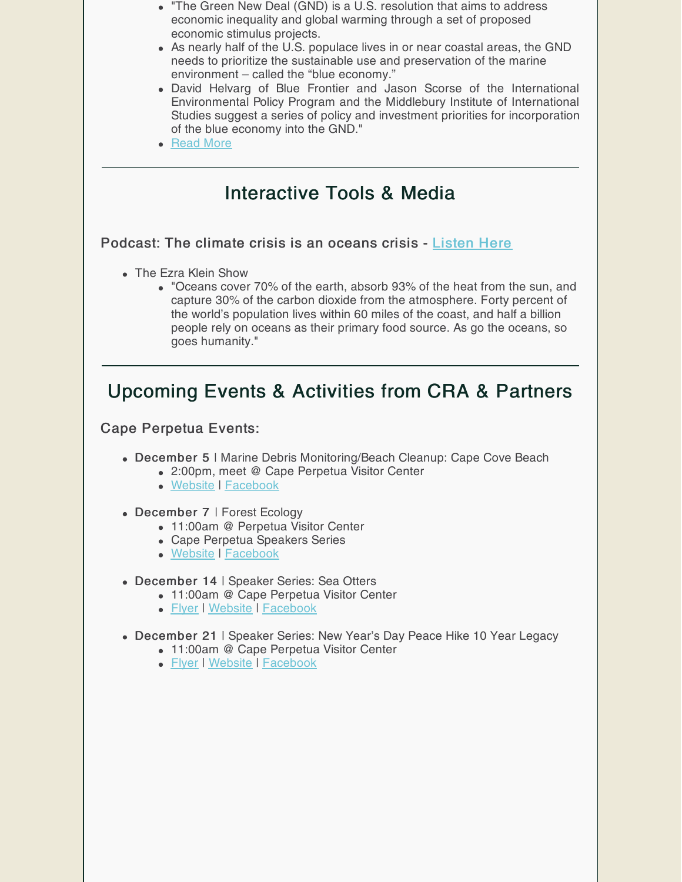- "The Green New Deal (GND) is a U.S. resolution that aims to address economic inequality and global warming through a set of proposed economic stimulus projects.
- As nearly half of the U.S. populace lives in or near coastal areas, the GND needs to prioritize the sustainable use and preservation of the marine environment – called the "blue economy."
- David Helvarg of Blue Frontier and Jason Scorse of the International Environmental Policy Program and the Middlebury Institute of International Studies suggest a series of policy and investment priorities for incorporation of the blue economy into the GND."
- Read More

---

## Interactive Tools & Media

**Podcast: The climate crisis is an oceans crisis - Listen Here**

- The Ezra Klein Show
  - "Oceans cover 70% of the earth, absorb 93% of the heat from the sun, and capture 30% of the carbon dioxide from the atmosphere. Forty percent of the world's population lives within 60 miles of the coast, and half a billion people rely on oceans as their primary food source. As go the oceans, so goes humanity."

---

## Upcoming Events & Activities from CRA & Partners

**Cape Perpetua Events:**

- **December 5** | Marine Debris Monitoring/Beach Cleanup: Cape Cove Beach
  - 2:00pm, meet @ Cape Perpetua Visitor Center
  - Website | Facebook
- **December 7** | Forest Ecology
  - 11:00am @ Perpetua Visitor Center
  - Cape Perpetua Speakers Series
  - Website | Facebook
- **December 14** | Speaker Series: Sea Otters
  - 11:00am @ Cape Perpetua Visitor Center
  - Flyer | Website | Facebook
- **December 21** | Speaker Series: New Year's Day Peace Hike 10 Year Legacy
  - 11:00am @ Cape Perpetua Visitor Center
  - Flyer | Website | Facebook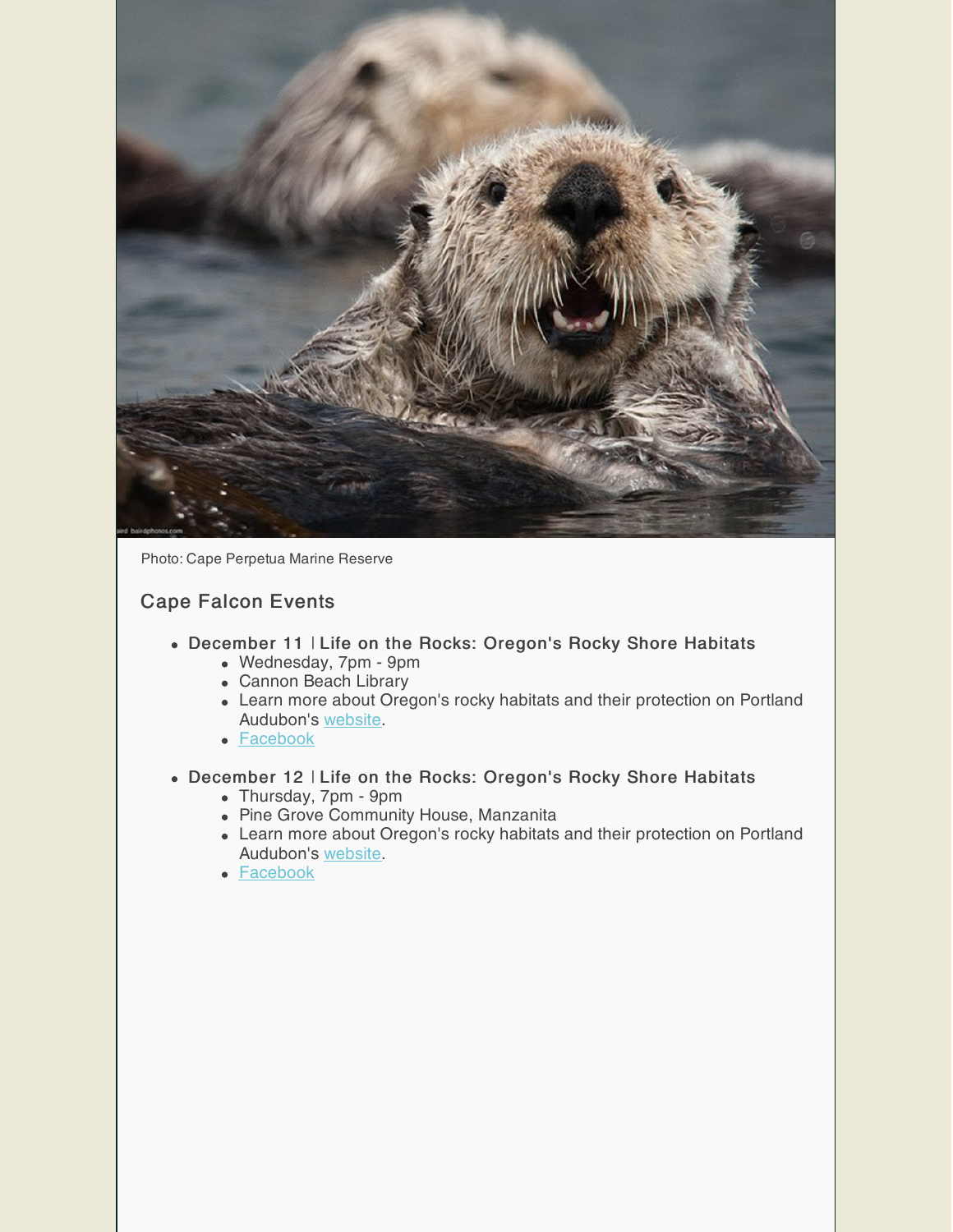Photo: Cape Perpetua Marine Reserve

## Cape Falcon Events

- **December 11 | Life on the Rocks: Oregon's Rocky Shore Habitats**
  - Wednesday, 7pm - 9pm
  - Cannon Beach Library
  - Learn more about Oregon's rocky habitats and their protection on Portland Audubon's website.
  - Facebook
- **December 12 | Life on the Rocks: Oregon's Rocky Shore Habitats**
  - Thursday, 7pm - 9pm
  - Pine Grove Community House, Manzanita
  - Learn more about Oregon's rocky habitats and their protection on Portland Audubon's website.
  - Facebook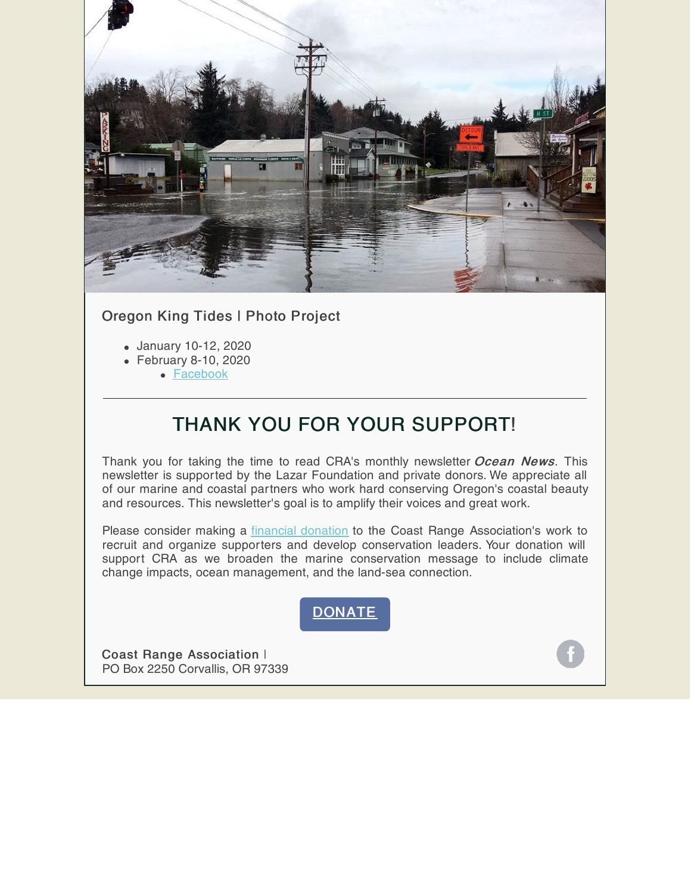Oregon King Tides | Photo Project

- January 10-12, 2020
- February 8-10, 2020
  - Facebook

---

## THANK YOU FOR YOUR SUPPORT!

Thank you for taking the time to read CRA's monthly newsletter ***Ocean News***. This newsletter is supported by the Lazar Foundation and private donors. We appreciate all of our marine and coastal partners who work hard conserving Oregon's coastal beauty and resources. This newsletter's goal is to amplify their voices and great work.

Please consider making a financial donation to the Coast Range Association's work to recruit and organize supporters and develop conservation leaders. Your donation will support CRA as we broaden the marine conservation message to include climate change impacts, ocean management, and the land-sea connection.

DONATE

**Coast Range Association** |
PO Box 2250 Corvallis, OR 97339